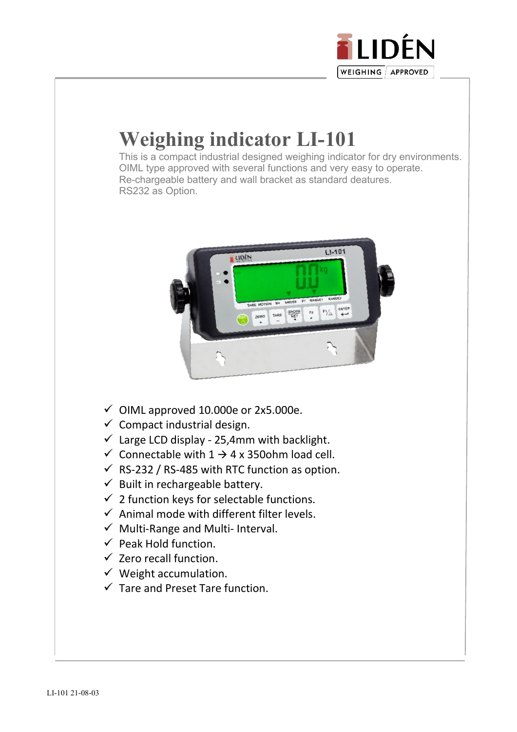# Weighing indicator LI-101

This is a compact industrial designed weighing indicator for dry environments.
OIML type approved with several functions and very easy to operate.
Re-chargeable battery and wall bracket as standard deatures.
RS232 as Option.

- ✓ OIML approved 10.000e or 2x5.000e.
- ✓ Compact industrial design.
- ✓ Large LCD display - 25,4mm with backlight.
- ✓ Connectable with 1 → 4 x 350ohm load cell.
- ✓ RS-232 / RS-485 with RTC function as option.
- ✓ Built in rechargeable battery.
- ✓ 2 function keys for selectable functions.
- ✓ Animal mode with different filter levels.
- ✓ Multi-Range and Multi- Interval.
- ✓ Peak Hold function.
- ✓ Zero recall function.
- ✓ Weight accumulation.
- ✓ Tare and Preset Tare function.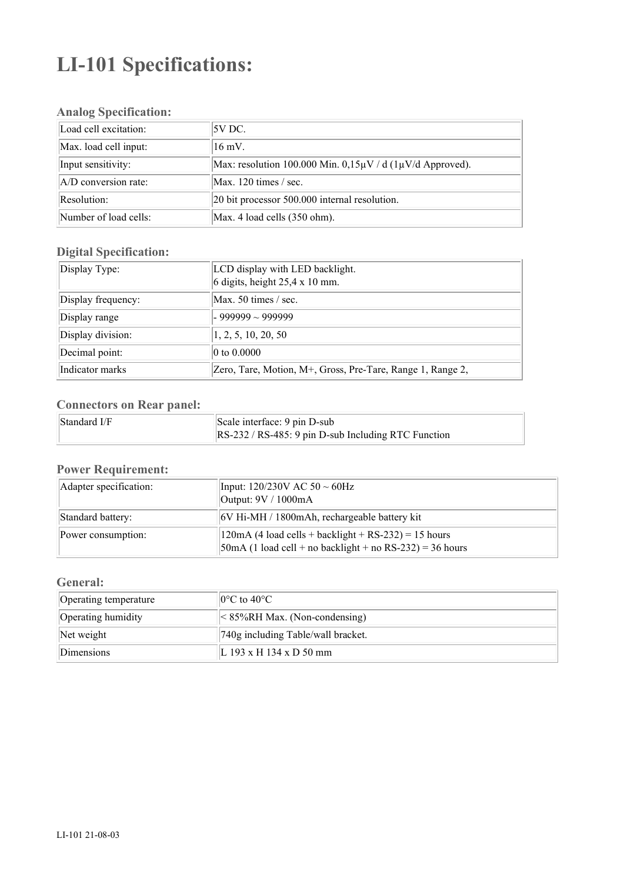# LI-101 Specifications:

### Analog Specification:

| | |
|---|---|
| Load cell excitation: | 5V DC. |
| Max. load cell input: | 16 mV. |
| Input sensitivity: | Max: resolution 100.000 Min. 0,15µV / d (1µV/d Approved). |
| A/D conversion rate: | Max. 120 times / sec. |
| Resolution: | 20 bit processor 500.000 internal resolution. |
| Number of load cells: | Max. 4 load cells (350 ohm). |

### Digital Specification:

| | |
|---|---|
| Display Type: | LCD display with LED backlight.<br>6 digits, height 25,4 x 10 mm. |
| Display frequency: | Max. 50 times / sec. |
| Display range | - 999999 ~ 999999 |
| Display division: | 1, 2, 5, 10, 20, 50 |
| Decimal point: | 0 to 0.0000 |
| Indicator marks | Zero, Tare, Motion, M+, Gross, Pre-Tare, Range 1, Range 2, |

### Connectors on Rear panel:

| | |
|---|---|
| Standard I/F | Scale interface: 9 pin D-sub<br>RS-232 / RS-485: 9 pin D-sub Including RTC Function |

### Power Requirement:

| | |
|---|---|
| Adapter specification: | Input: 120/230V AC 50 ~ 60Hz<br>Output: 9V / 1000mA |
| Standard battery: | 6V Hi-MH / 1800mAh, rechargeable battery kit |
| Power consumption: | 120mA (4 load cells + backlight + RS-232) = 15 hours<br>50mA (1 load cell + no backlight + no RS-232) = 36 hours |

### General:

| | |
|---|---|
| Operating temperature | 0°C to 40°C |
| Operating humidity | < 85%RH Max. (Non-condensing) |
| Net weight | 740g including Table/wall bracket. |
| Dimensions | L 193 x H 134 x D 50 mm |

LI-101 21-08-03